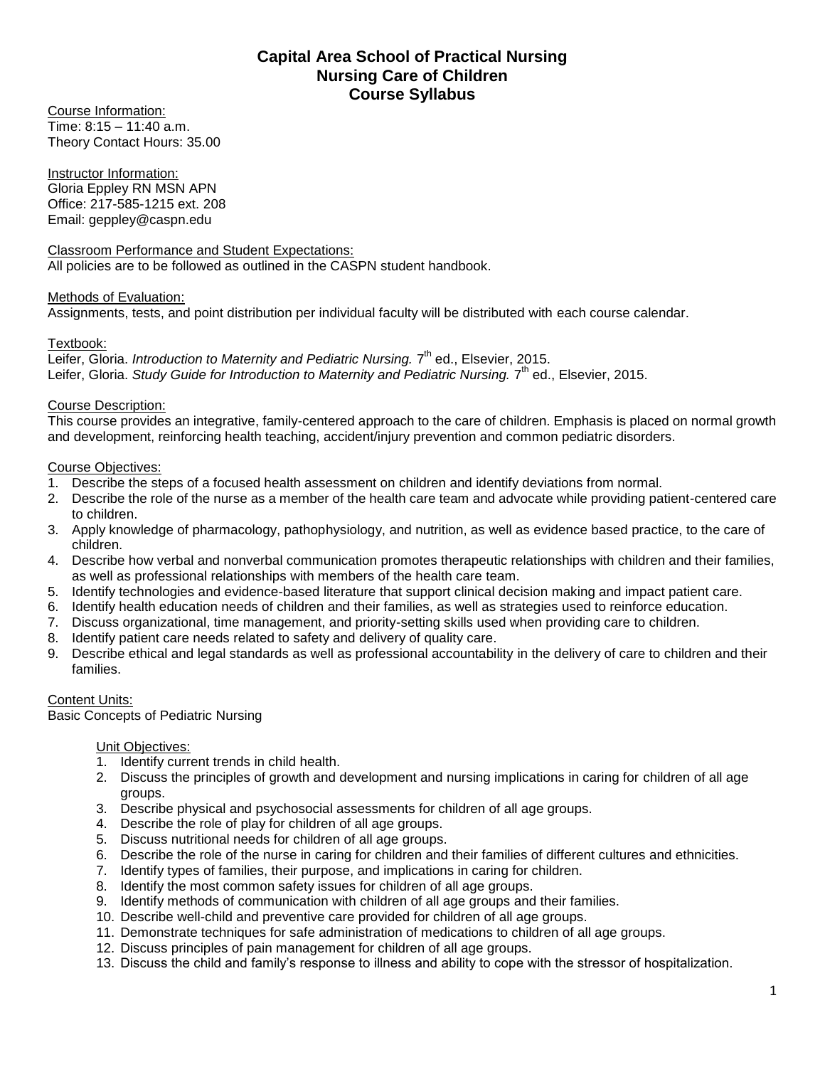# Capital Area School of Practical Nursing
## Nursing Care of Children
## Course Syllabus

Course Information:
Time: 8:15 – 11:40 a.m.
Theory Contact Hours: 35.00

Instructor Information:
Gloria Eppley RN MSN APN
Office: 217-585-1215 ext. 208
Email: geppley@caspn.edu

Classroom Performance and Student Expectations:
All policies are to be followed as outlined in the CASPN student handbook.

Methods of Evaluation:
Assignments, tests, and point distribution per individual faculty will be distributed with each course calendar.

Textbook:
Leifer, Gloria. *Introduction to Maternity and Pediatric Nursing.* 7th ed., Elsevier, 2015.
Leifer, Gloria. *Study Guide for Introduction to Maternity and Pediatric Nursing.* 7th ed., Elsevier, 2015.

Course Description:
This course provides an integrative, family-centered approach to the care of children. Emphasis is placed on normal growth and development, reinforcing health teaching, accident/injury prevention and common pediatric disorders.

Course Objectives:
1. Describe the steps of a focused health assessment on children and identify deviations from normal.
2. Describe the role of the nurse as a member of the health care team and advocate while providing patient-centered care to children.
3. Apply knowledge of pharmacology, pathophysiology, and nutrition, as well as evidence based practice, to the care of children.
4. Describe how verbal and nonverbal communication promotes therapeutic relationships with children and their families, as well as professional relationships with members of the health care team.
5. Identify technologies and evidence-based literature that support clinical decision making and impact patient care.
6. Identify health education needs of children and their families, as well as strategies used to reinforce education.
7. Discuss organizational, time management, and priority-setting skills used when providing care to children.
8. Identify patient care needs related to safety and delivery of quality care.
9. Describe ethical and legal standards as well as professional accountability in the delivery of care to children and their families.

Content Units:
Basic Concepts of Pediatric Nursing

Unit Objectives:
1. Identify current trends in child health.
2. Discuss the principles of growth and development and nursing implications in caring for children of all age groups.
3. Describe physical and psychosocial assessments for children of all age groups.
4. Describe the role of play for children of all age groups.
5. Discuss nutritional needs for children of all age groups.
6. Describe the role of the nurse in caring for children and their families of different cultures and ethnicities.
7. Identify types of families, their purpose, and implications in caring for children.
8. Identify the most common safety issues for children of all age groups.
9. Identify methods of communication with children of all age groups and their families.
10. Describe well-child and preventive care provided for children of all age groups.
11. Demonstrate techniques for safe administration of medications to children of all age groups.
12. Discuss principles of pain management for children of all age groups.
13. Discuss the child and family's response to illness and ability to cope with the stressor of hospitalization.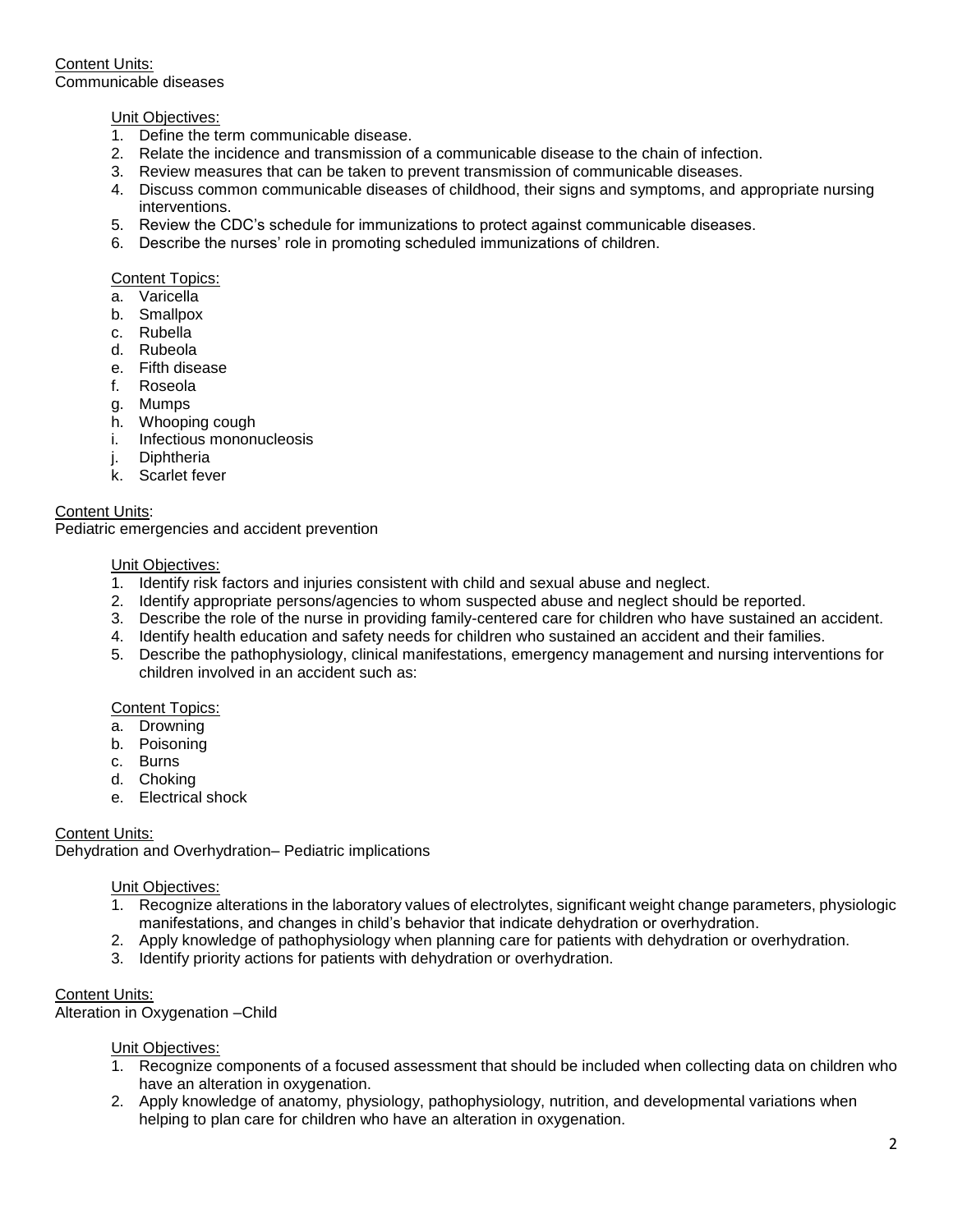Content Units:
Communicable diseases

Unit Objectives:
1. Define the term communicable disease.
2. Relate the incidence and transmission of a communicable disease to the chain of infection.
3. Review measures that can be taken to prevent transmission of communicable diseases.
4. Discuss common communicable diseases of childhood, their signs and symptoms, and appropriate nursing interventions.
5. Review the CDC's schedule for immunizations to protect against communicable diseases.
6. Describe the nurses' role in promoting scheduled immunizations of children.

Content Topics:
a. Varicella
b. Smallpox
c. Rubella
d. Rubeola
e. Fifth disease
f. Roseola
g. Mumps
h. Whooping cough
i. Infectious mononucleosis
j. Diphtheria
k. Scarlet fever

Content Units:
Pediatric emergencies and accident prevention

Unit Objectives:
1. Identify risk factors and injuries consistent with child and sexual abuse and neglect.
2. Identify appropriate persons/agencies to whom suspected abuse and neglect should be reported.
3. Describe the role of the nurse in providing family-centered care for children who have sustained an accident.
4. Identify health education and safety needs for children who sustained an accident and their families.
5. Describe the pathophysiology, clinical manifestations, emergency management and nursing interventions for children involved in an accident such as:

Content Topics:
a. Drowning
b. Poisoning
c. Burns
d. Choking
e. Electrical shock

Content Units:
Dehydration and Overhydration– Pediatric implications

Unit Objectives:
1. Recognize alterations in the laboratory values of electrolytes, significant weight change parameters, physiologic manifestations, and changes in child's behavior that indicate dehydration or overhydration.
2. Apply knowledge of pathophysiology when planning care for patients with dehydration or overhydration.
3. Identify priority actions for patients with dehydration or overhydration.

Content Units:
Alteration in Oxygenation –Child

Unit Objectives:
1. Recognize components of a focused assessment that should be included when collecting data on children who have an alteration in oxygenation.
2. Apply knowledge of anatomy, physiology, pathophysiology, nutrition, and developmental variations when helping to plan care for children who have an alteration in oxygenation.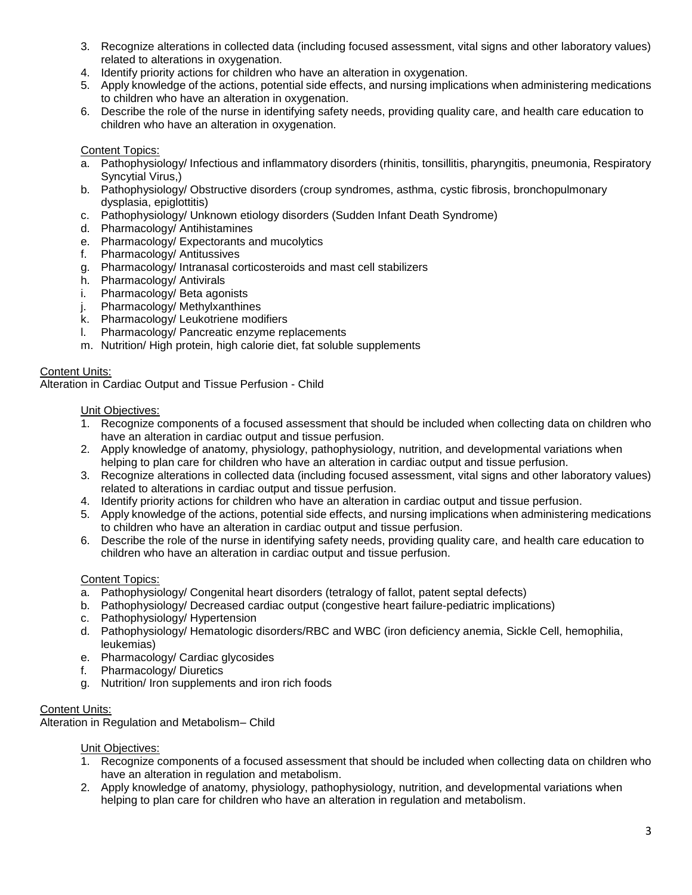3. Recognize alterations in collected data (including focused assessment, vital signs and other laboratory values) related to alterations in oxygenation.
4. Identify priority actions for children who have an alteration in oxygenation.
5. Apply knowledge of the actions, potential side effects, and nursing implications when administering medications to children who have an alteration in oxygenation.
6. Describe the role of the nurse in identifying safety needs, providing quality care, and health care education to children who have an alteration in oxygenation.

Content Topics:

a. Pathophysiology/ Infectious and inflammatory disorders (rhinitis, tonsillitis, pharyngitis, pneumonia, Respiratory Syncytial Virus,)
b. Pathophysiology/ Obstructive disorders (croup syndromes, asthma, cystic fibrosis, bronchopulmonary dysplasia, epiglottitis)
c. Pathophysiology/ Unknown etiology disorders (Sudden Infant Death Syndrome)
d. Pharmacology/ Antihistamines
e. Pharmacology/ Expectorants and mucolytics
f. Pharmacology/ Antitussives
g. Pharmacology/ Intranasal corticosteroids and mast cell stabilizers
h. Pharmacology/ Antivirals
i. Pharmacology/ Beta agonists
j. Pharmacology/ Methylxanthines
k. Pharmacology/ Leukotriene modifiers
l. Pharmacology/ Pancreatic enzyme replacements
m. Nutrition/ High protein, high calorie diet, fat soluble supplements

Content Units:

Alteration in Cardiac Output and Tissue Perfusion - Child

Unit Objectives:

1. Recognize components of a focused assessment that should be included when collecting data on children who have an alteration in cardiac output and tissue perfusion.
2. Apply knowledge of anatomy, physiology, pathophysiology, nutrition, and developmental variations when helping to plan care for children who have an alteration in cardiac output and tissue perfusion.
3. Recognize alterations in collected data (including focused assessment, vital signs and other laboratory values) related to alterations in cardiac output and tissue perfusion.
4. Identify priority actions for children who have an alteration in cardiac output and tissue perfusion.
5. Apply knowledge of the actions, potential side effects, and nursing implications when administering medications to children who have an alteration in cardiac output and tissue perfusion.
6. Describe the role of the nurse in identifying safety needs, providing quality care, and health care education to children who have an alteration in cardiac output and tissue perfusion.

Content Topics:

a. Pathophysiology/ Congenital heart disorders (tetralogy of fallot, patent septal defects)
b. Pathophysiology/ Decreased cardiac output (congestive heart failure-pediatric implications)
c. Pathophysiology/ Hypertension
d. Pathophysiology/ Hematologic disorders/RBC and WBC (iron deficiency anemia, Sickle Cell, hemophilia, leukemias)
e. Pharmacology/ Cardiac glycosides
f. Pharmacology/ Diuretics
g. Nutrition/ Iron supplements and iron rich foods

Content Units:

Alteration in Regulation and Metabolism– Child

Unit Objectives:

1. Recognize components of a focused assessment that should be included when collecting data on children who have an alteration in regulation and metabolism.
2. Apply knowledge of anatomy, physiology, pathophysiology, nutrition, and developmental variations when helping to plan care for children who have an alteration in regulation and metabolism.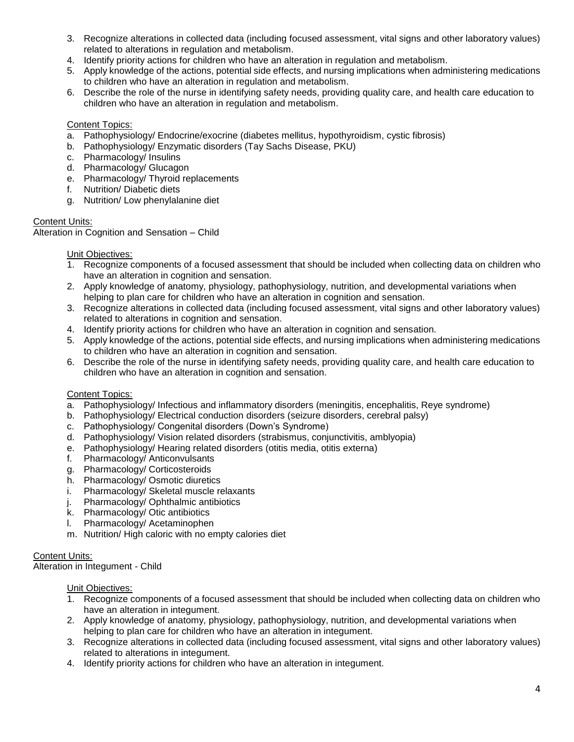3. Recognize alterations in collected data (including focused assessment, vital signs and other laboratory values) related to alterations in regulation and metabolism.
4. Identify priority actions for children who have an alteration in regulation and metabolism.
5. Apply knowledge of the actions, potential side effects, and nursing implications when administering medications to children who have an alteration in regulation and metabolism.
6. Describe the role of the nurse in identifying safety needs, providing quality care, and health care education to children who have an alteration in regulation and metabolism.

Content Topics:

a. Pathophysiology/ Endocrine/exocrine (diabetes mellitus, hypothyroidism, cystic fibrosis)
b. Pathophysiology/ Enzymatic disorders (Tay Sachs Disease, PKU)
c. Pharmacology/ Insulins
d. Pharmacology/ Glucagon
e. Pharmacology/ Thyroid replacements
f. Nutrition/ Diabetic diets
g. Nutrition/ Low phenylalanine diet

Content Units:

Alteration in Cognition and Sensation – Child

Unit Objectives:

1. Recognize components of a focused assessment that should be included when collecting data on children who have an alteration in cognition and sensation.
2. Apply knowledge of anatomy, physiology, pathophysiology, nutrition, and developmental variations when helping to plan care for children who have an alteration in cognition and sensation.
3. Recognize alterations in collected data (including focused assessment, vital signs and other laboratory values) related to alterations in cognition and sensation.
4. Identify priority actions for children who have an alteration in cognition and sensation.
5. Apply knowledge of the actions, potential side effects, and nursing implications when administering medications to children who have an alteration in cognition and sensation.
6. Describe the role of the nurse in identifying safety needs, providing quality care, and health care education to children who have an alteration in cognition and sensation.

Content Topics:

a. Pathophysiology/ Infectious and inflammatory disorders (meningitis, encephalitis, Reye syndrome)
b. Pathophysiology/ Electrical conduction disorders (seizure disorders, cerebral palsy)
c. Pathophysiology/ Congenital disorders (Down's Syndrome)
d. Pathophysiology/ Vision related disorders (strabismus, conjunctivitis, amblyopia)
e. Pathophysiology/ Hearing related disorders (otitis media, otitis externa)
f. Pharmacology/ Anticonvulsants
g. Pharmacology/ Corticosteroids
h. Pharmacology/ Osmotic diuretics
i. Pharmacology/ Skeletal muscle relaxants
j. Pharmacology/ Ophthalmic antibiotics
k. Pharmacology/ Otic antibiotics
l. Pharmacology/ Acetaminophen
m. Nutrition/ High caloric with no empty calories diet

Content Units:

Alteration in Integument - Child

Unit Objectives:

1. Recognize components of a focused assessment that should be included when collecting data on children who have an alteration in integument.
2. Apply knowledge of anatomy, physiology, pathophysiology, nutrition, and developmental variations when helping to plan care for children who have an alteration in integument.
3. Recognize alterations in collected data (including focused assessment, vital signs and other laboratory values) related to alterations in integument.
4. Identify priority actions for children who have an alteration in integument.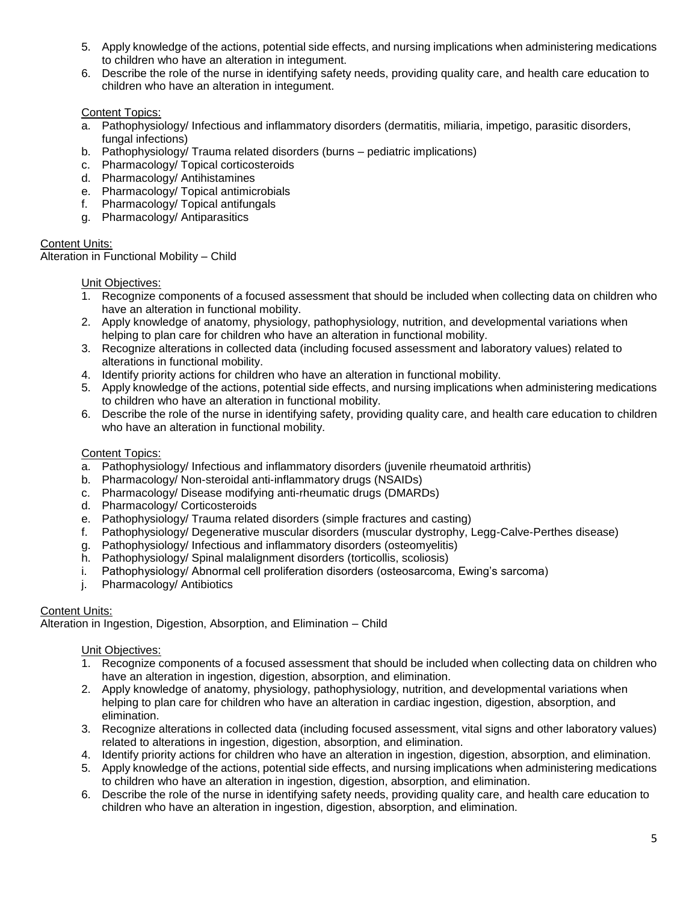5. Apply knowledge of the actions, potential side effects, and nursing implications when administering medications to children who have an alteration in integument.
6. Describe the role of the nurse in identifying safety needs, providing quality care, and health care education to children who have an alteration in integument.

Content Topics:

a. Pathophysiology/ Infectious and inflammatory disorders (dermatitis, miliaria, impetigo, parasitic disorders, fungal infections)
b. Pathophysiology/ Trauma related disorders (burns – pediatric implications)
c. Pharmacology/ Topical corticosteroids
d. Pharmacology/ Antihistamines
e. Pharmacology/ Topical antimicrobials
f. Pharmacology/ Topical antifungals
g. Pharmacology/ Antiparasitics

Content Units:
Alteration in Functional Mobility – Child

Unit Objectives:

1. Recognize components of a focused assessment that should be included when collecting data on children who have an alteration in functional mobility.
2. Apply knowledge of anatomy, physiology, pathophysiology, nutrition, and developmental variations when helping to plan care for children who have an alteration in functional mobility.
3. Recognize alterations in collected data (including focused assessment and laboratory values) related to alterations in functional mobility.
4. Identify priority actions for children who have an alteration in functional mobility.
5. Apply knowledge of the actions, potential side effects, and nursing implications when administering medications to children who have an alteration in functional mobility.
6. Describe the role of the nurse in identifying safety, providing quality care, and health care education to children who have an alteration in functional mobility.

Content Topics:

a. Pathophysiology/ Infectious and inflammatory disorders (juvenile rheumatoid arthritis)
b. Pharmacology/ Non-steroidal anti-inflammatory drugs (NSAIDs)
c. Pharmacology/ Disease modifying anti-rheumatic drugs (DMARDs)
d. Pharmacology/ Corticosteroids
e. Pathophysiology/ Trauma related disorders (simple fractures and casting)
f. Pathophysiology/ Degenerative muscular disorders (muscular dystrophy, Legg-Calve-Perthes disease)
g. Pathophysiology/ Infectious and inflammatory disorders (osteomyelitis)
h. Pathophysiology/ Spinal malalignment disorders (torticollis, scoliosis)
i. Pathophysiology/ Abnormal cell proliferation disorders (osteosarcoma, Ewing's sarcoma)
j. Pharmacology/ Antibiotics

Content Units:
Alteration in Ingestion, Digestion, Absorption, and Elimination – Child

Unit Objectives:

1. Recognize components of a focused assessment that should be included when collecting data on children who have an alteration in ingestion, digestion, absorption, and elimination.
2. Apply knowledge of anatomy, physiology, pathophysiology, nutrition, and developmental variations when helping to plan care for children who have an alteration in cardiac ingestion, digestion, absorption, and elimination.
3. Recognize alterations in collected data (including focused assessment, vital signs and other laboratory values) related to alterations in ingestion, digestion, absorption, and elimination.
4. Identify priority actions for children who have an alteration in ingestion, digestion, absorption, and elimination.
5. Apply knowledge of the actions, potential side effects, and nursing implications when administering medications to children who have an alteration in ingestion, digestion, absorption, and elimination.
6. Describe the role of the nurse in identifying safety needs, providing quality care, and health care education to children who have an alteration in ingestion, digestion, absorption, and elimination.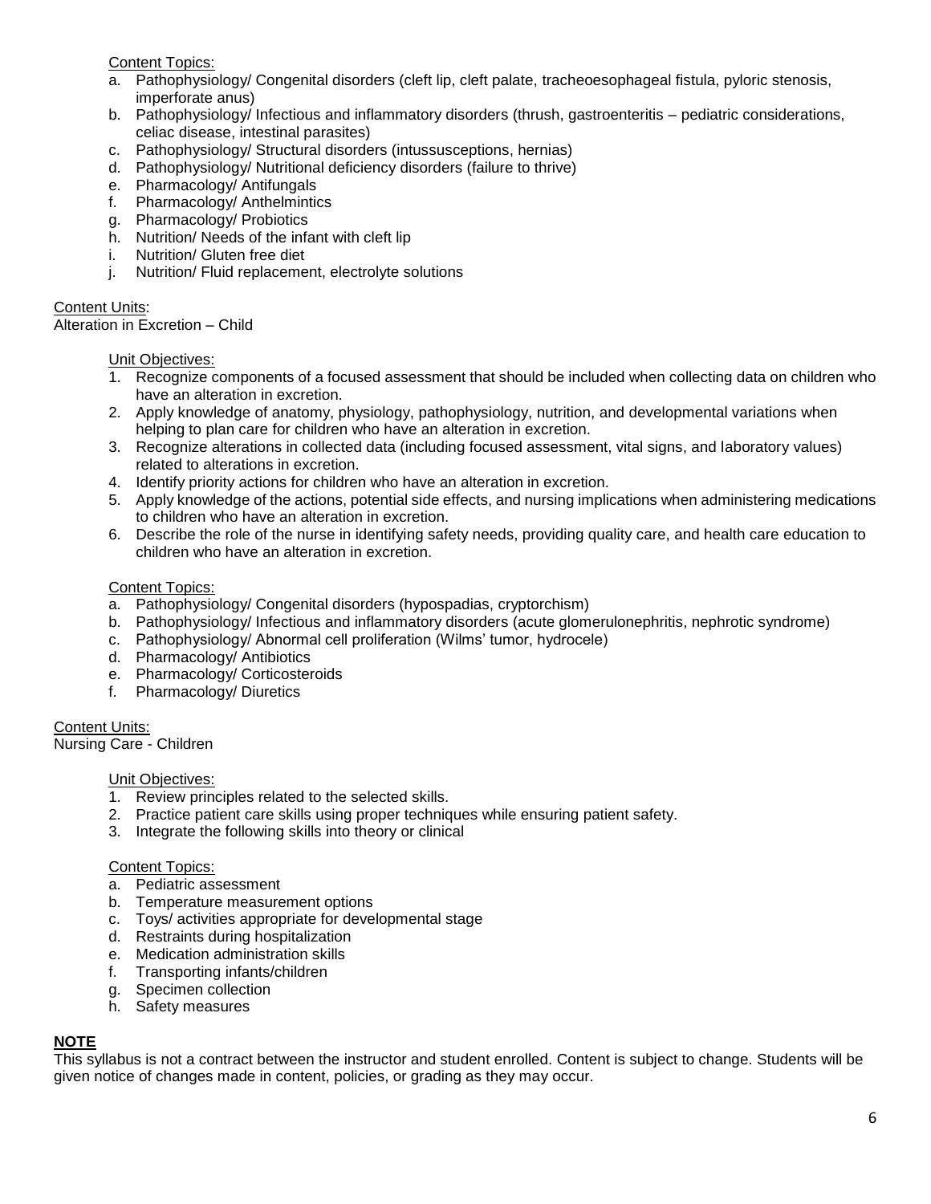Content Topics:

a. Pathophysiology/ Congenital disorders (cleft lip, cleft palate, tracheoesophageal fistula, pyloric stenosis, imperforate anus)
b. Pathophysiology/ Infectious and inflammatory disorders (thrush, gastroenteritis – pediatric considerations, celiac disease, intestinal parasites)
c. Pathophysiology/ Structural disorders (intussusceptions, hernias)
d. Pathophysiology/ Nutritional deficiency disorders (failure to thrive)
e. Pharmacology/ Antifungals
f. Pharmacology/ Anthelmintics
g. Pharmacology/ Probiotics
h. Nutrition/ Needs of the infant with cleft lip
i. Nutrition/ Gluten free diet
j. Nutrition/ Fluid replacement, electrolyte solutions

Content Units:
Alteration in Excretion – Child

Unit Objectives:

1. Recognize components of a focused assessment that should be included when collecting data on children who have an alteration in excretion.
2. Apply knowledge of anatomy, physiology, pathophysiology, nutrition, and developmental variations when helping to plan care for children who have an alteration in excretion.
3. Recognize alterations in collected data (including focused assessment, vital signs, and laboratory values) related to alterations in excretion.
4. Identify priority actions for children who have an alteration in excretion.
5. Apply knowledge of the actions, potential side effects, and nursing implications when administering medications to children who have an alteration in excretion.
6. Describe the role of the nurse in identifying safety needs, providing quality care, and health care education to children who have an alteration in excretion.

Content Topics:

a. Pathophysiology/ Congenital disorders (hypospadias, cryptorchism)
b. Pathophysiology/ Infectious and inflammatory disorders (acute glomerulonephritis, nephrotic syndrome)
c. Pathophysiology/ Abnormal cell proliferation (Wilms' tumor, hydrocele)
d. Pharmacology/ Antibiotics
e. Pharmacology/ Corticosteroids
f. Pharmacology/ Diuretics

Content Units:
Nursing Care - Children

Unit Objectives:

1. Review principles related to the selected skills.
2. Practice patient care skills using proper techniques while ensuring patient safety.
3. Integrate the following skills into theory or clinical

Content Topics:

a. Pediatric assessment
b. Temperature measurement options
c. Toys/ activities appropriate for developmental stage
d. Restraints during hospitalization
e. Medication administration skills
f. Transporting infants/children
g. Specimen collection
h. Safety measures

**NOTE**
This syllabus is not a contract between the instructor and student enrolled. Content is subject to change. Students will be given notice of changes made in content, policies, or grading as they may occur.